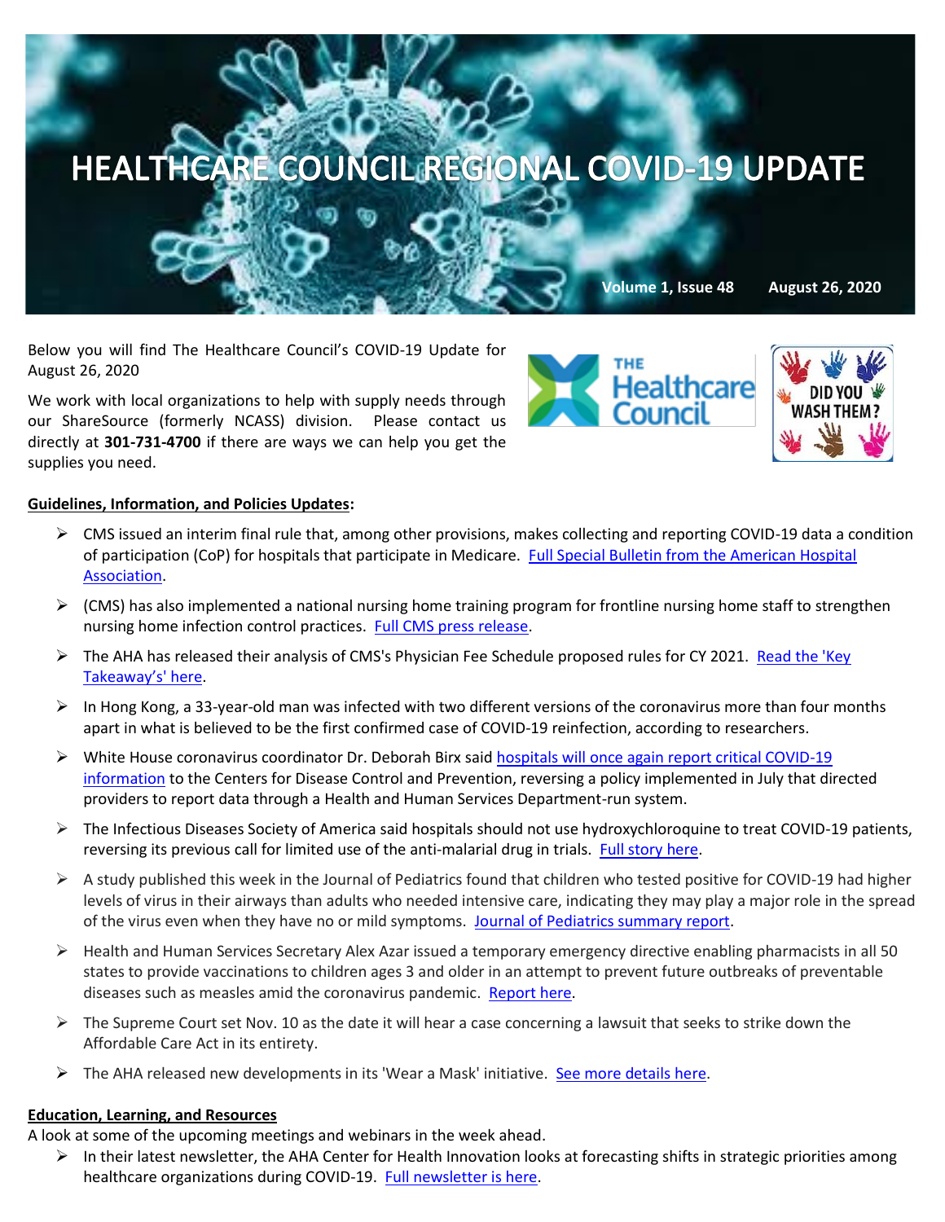# HEALTHCARE COUNCIL REGIONAL COVID-19 UPDATE

**Volume 1, Issue 48 August 26, 2020**

Below you will find The Healthcare Council's COVID-19 Update for August 26, 2020

We work with local organizations to help with supply needs through our ShareSource (formerly NCASS) division. Please contact us directly at **301-731-4700** if there are ways we can help you get the supplies you need.

THE Healthcare Council

DID YOU WASH THEM?

## Guidelines, Information, and Policies Updates:

- CMS issued an interim final rule that, among other provisions, makes collecting and reporting COVID-19 data a condition of participation (CoP) for hospitals that participate in Medicare. Full Special Bulletin from the American Hospital Association.
- (CMS) has also implemented a national nursing home training program for frontline nursing home staff to strengthen nursing home infection control practices. Full CMS press release.
- The AHA has released their analysis of CMS's Physician Fee Schedule proposed rules for CY 2021. Read the 'Key Takeaway's' here.
- In Hong Kong, a 33-year-old man was infected with two different versions of the coronavirus more than four months apart in what is believed to be the first confirmed case of COVID-19 reinfection, according to researchers.
- White House coronavirus coordinator Dr. Deborah Birx said hospitals will once again report critical COVID-19 information to the Centers for Disease Control and Prevention, reversing a policy implemented in July that directed providers to report data through a Health and Human Services Department-run system.
- The Infectious Diseases Society of America said hospitals should not use hydroxychloroquine to treat COVID-19 patients, reversing its previous call for limited use of the anti-malarial drug in trials. Full story here.
- A study published this week in the Journal of Pediatrics found that children who tested positive for COVID-19 had higher levels of virus in their airways than adults who needed intensive care, indicating they may play a major role in the spread of the virus even when they have no or mild symptoms. Journal of Pediatrics summary report.
- Health and Human Services Secretary Alex Azar issued a temporary emergency directive enabling pharmacists in all 50 states to provide vaccinations to children ages 3 and older in an attempt to prevent future outbreaks of preventable diseases such as measles amid the coronavirus pandemic. Report here.
- The Supreme Court set Nov. 10 as the date it will hear a case concerning a lawsuit that seeks to strike down the Affordable Care Act in its entirety.
- The AHA released new developments in its 'Wear a Mask' initiative. See more details here.

## Education, Learning, and Resources

A look at some of the upcoming meetings and webinars in the week ahead.

- In their latest newsletter, the AHA Center for Health Innovation looks at forecasting shifts in strategic priorities among healthcare organizations during COVID-19. Full newsletter is here.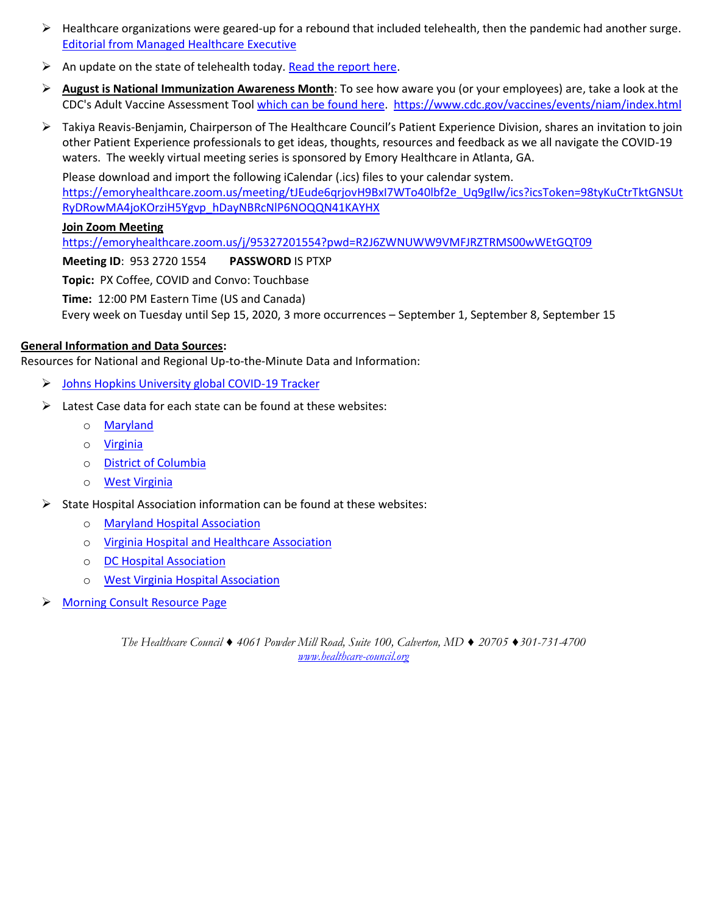- Healthcare organizations were geared-up for a rebound that included telehealth, then the pandemic had another surge. [Editorial from Managed Healthcare Executive]
- An update on the state of telehealth today. [Read the report here].
- **August is National Immunization Awareness Month**: To see how aware you (or your employees) are, take a look at the CDC's Adult Vaccine Assessment Tool [which can be found here]. https://www.cdc.gov/vaccines/events/niam/index.html
- Takiya Reavis-Benjamin, Chairperson of The Healthcare Council's Patient Experience Division, shares an invitation to join other Patient Experience professionals to get ideas, thoughts, resources and feedback as we all navigate the COVID-19 waters. The weekly virtual meeting series is sponsored by Emory Healthcare in Atlanta, GA.

  Please download and import the following iCalendar (.ics) files to your calendar system.
  https://emoryhealthcare.zoom.us/meeting/tJEude6qrjovH9BxI7WTo40lbf2e_Uq9gllw/ics?icsToken=98tyKuCtrTktGNSUtRyDRowMA4joKOrziH5Ygvp_hDayNBRcNlP6NOQQN41KAYHX

  **Join Zoom Meeting**
  https://emoryhealthcare.zoom.us/j/95327201554?pwd=R2J6ZWNUWW9VMFJRZTRMS00wWEtGQT09

  **Meeting ID**: 953 2720 1554 **PASSWORD** IS PTXP

  **Topic:** PX Coffee, COVID and Convo: Touchbase

  **Time:** 12:00 PM Eastern Time (US and Canada)
  Every week on Tuesday until Sep 15, 2020, 3 more occurrences – September 1, September 8, September 15

**General Information and Data Sources:**
Resources for National and Regional Up-to-the-Minute Data and Information:

- [Johns Hopkins University global COVID-19 Tracker]
- Latest Case data for each state can be found at these websites:
  - [Maryland]
  - [Virginia]
  - [District of Columbia]
  - [West Virginia]
- State Hospital Association information can be found at these websites:
  - [Maryland Hospital Association]
  - [Virginia Hospital and Healthcare Association]
  - [DC Hospital Association]
  - [West Virginia Hospital Association]
- [Morning Consult Resource Page]

*The Healthcare Council ♦ 4061 Powder Mill Road, Suite 100, Calverton, MD ♦ 20705 ♦301-731-4700*
*www.healthcare-council.org*